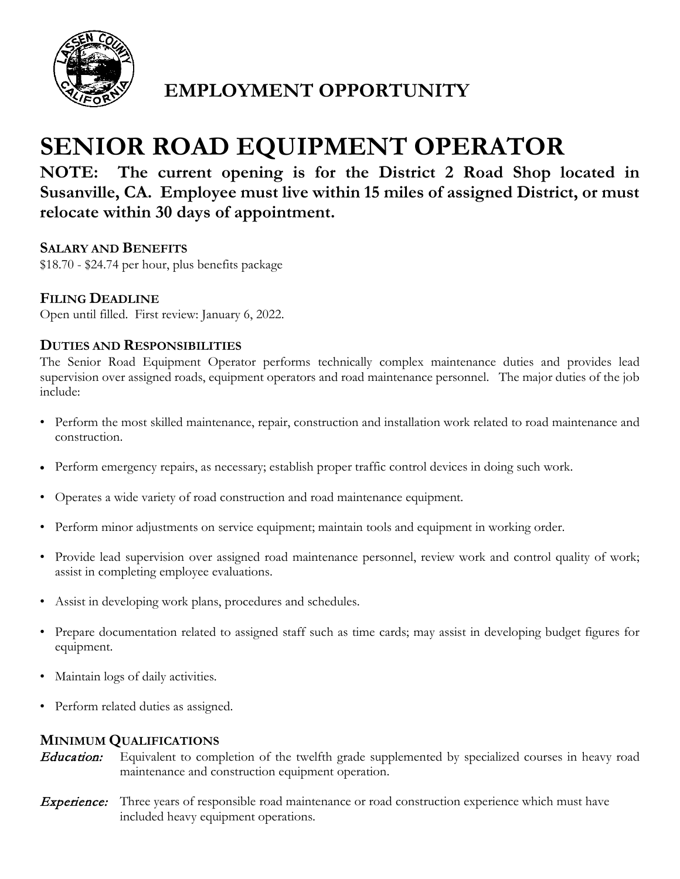## EMPLOYMENT OPPORTUNITY

# SENIOR ROAD EQUIPMENT OPERATOR

**NOTE: The current opening is for the District 2 Road Shop located in Susanville, CA. Employee must live within 15 miles of assigned District, or must relocate within 30 days of appointment.**

### SALARY AND BENEFITS

$18.70 - $24.74 per hour, plus benefits package

### FILING DEADLINE

Open until filled. First review: January 6, 2022.

### DUTIES AND RESPONSIBILITIES

The Senior Road Equipment Operator performs technically complex maintenance duties and provides lead supervision over assigned roads, equipment operators and road maintenance personnel. The major duties of the job include:

- Perform the most skilled maintenance, repair, construction and installation work related to road maintenance and construction.
- Perform emergency repairs, as necessary; establish proper traffic control devices in doing such work.
- Operates a wide variety of road construction and road maintenance equipment.
- Perform minor adjustments on service equipment; maintain tools and equipment in working order.
- Provide lead supervision over assigned road maintenance personnel, review work and control quality of work; assist in completing employee evaluations.
- Assist in developing work plans, procedures and schedules.
- Prepare documentation related to assigned staff such as time cards; may assist in developing budget figures for equipment.
- Maintain logs of daily activities.
- Perform related duties as assigned.

### MINIMUM QUALIFICATIONS

***Education:*** Equivalent to completion of the twelfth grade supplemented by specialized courses in heavy road maintenance and construction equipment operation.

***Experience:*** Three years of responsible road maintenance or road construction experience which must have included heavy equipment operations.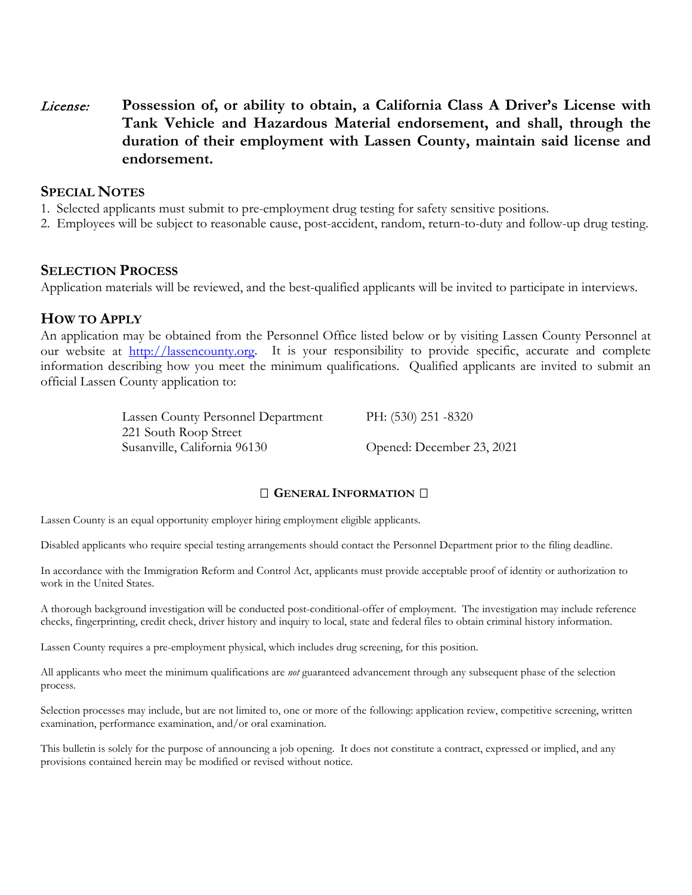*License:* **Possession of, or ability to obtain, a California Class A Driver's License with Tank Vehicle and Hazardous Material endorsement, and shall, through the duration of their employment with Lassen County, maintain said license and endorsement.**

## SPECIAL NOTES

1. Selected applicants must submit to pre-employment drug testing for safety sensitive positions.
2. Employees will be subject to reasonable cause, post-accident, random, return-to-duty and follow-up drug testing.

## SELECTION PROCESS

Application materials will be reviewed, and the best-qualified applicants will be invited to participate in interviews.

## HOW TO APPLY

An application may be obtained from the Personnel Office listed below or by visiting Lassen County Personnel at our website at [http://lassencounty.org](http://lassencounty.org). It is your responsibility to provide specific, accurate and complete information describing how you meet the minimum qualifications. Qualified applicants are invited to submit an official Lassen County application to:

Lassen County Personnel Department  
221 South Roop Street  
Susanville, California 96130

PH: (530) 251 -8320

Opened: December 23, 2021

### GENERAL INFORMATION

Lassen County is an equal opportunity employer hiring employment eligible applicants.

Disabled applicants who require special testing arrangements should contact the Personnel Department prior to the filing deadline.

In accordance with the Immigration Reform and Control Act, applicants must provide acceptable proof of identity or authorization to work in the United States.

A thorough background investigation will be conducted post-conditional-offer of employment. The investigation may include reference checks, fingerprinting, credit check, driver history and inquiry to local, state and federal files to obtain criminal history information.

Lassen County requires a pre-employment physical, which includes drug screening, for this position.

All applicants who meet the minimum qualifications are *not* guaranteed advancement through any subsequent phase of the selection process.

Selection processes may include, but are not limited to, one or more of the following: application review, competitive screening, written examination, performance examination, and/or oral examination.

This bulletin is solely for the purpose of announcing a job opening. It does not constitute a contract, expressed or implied, and any provisions contained herein may be modified or revised without notice.